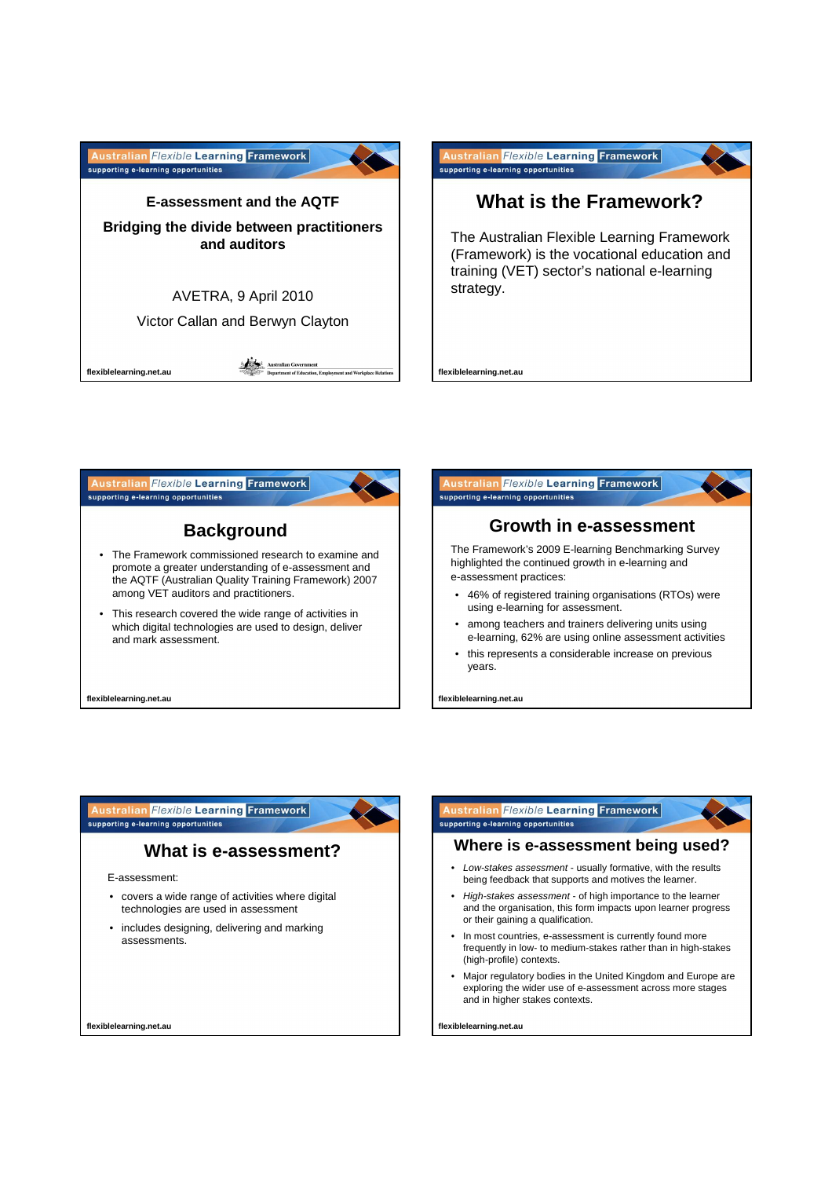## E-assessment and the AQTF

**Bridging the divide between practitioners and auditors**

AVETRA, 9 April 2010

Victor Callan and Berwyn Clayton

## What is the Framework?

The Australian Flexible Learning Framework (Framework) is the vocational education and training (VET) sector's national e-learning strategy.

## Background

- The Framework commissioned research to examine and promote a greater understanding of e-assessment and the AQTF (Australian Quality Training Framework) 2007 among VET auditors and practitioners.
- This research covered the wide range of activities in which digital technologies are used to design, deliver and mark assessment.

## Growth in e-assessment

The Framework's 2009 E-learning Benchmarking Survey highlighted the continued growth in e-learning and e-assessment practices:

- 46% of registered training organisations (RTOs) were using e-learning for assessment.
- among teachers and trainers delivering units using e-learning, 62% are using online assessment activities
- this represents a considerable increase on previous years.

## What is e-assessment?

E-assessment:

- covers a wide range of activities where digital technologies are used in assessment
- includes designing, delivering and marking assessments.

## Where is e-assessment being used?

- *Low-stakes assessment* - usually formative, with the results being feedback that supports and motives the learner.
- *High-stakes assessment* - of high importance to the learner and the organisation, this form impacts upon learner progress or their gaining a qualification.
- In most countries, e-assessment is currently found more frequently in low- to medium-stakes rather than in high-stakes (high-profile) contexts.
- Major regulatory bodies in the United Kingdom and Europe are exploring the wider use of e-assessment across more stages and in higher stakes contexts.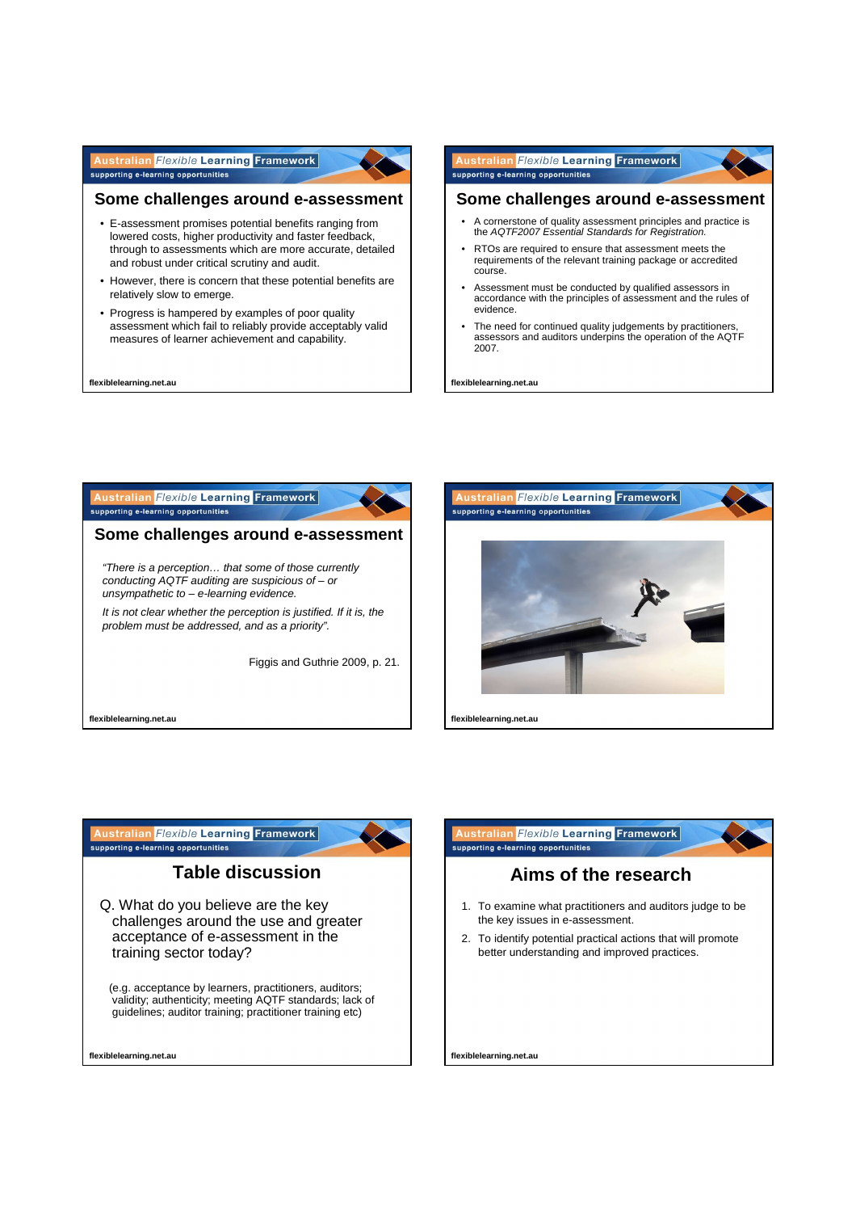## Some challenges around e-assessment

- E-assessment promises potential benefits ranging from lowered costs, higher productivity and faster feedback, through to assessments which are more accurate, detailed and robust under critical scrutiny and audit.
- However, there is concern that these potential benefits are relatively slow to emerge.
- Progress is hampered by examples of poor quality assessment which fail to reliably provide acceptably valid measures of learner achievement and capability.

## Some challenges around e-assessment

- A cornerstone of quality assessment principles and practice is the *AQTF2007 Essential Standards for Registration.*
- RTOs are required to ensure that assessment meets the requirements of the relevant training package or accredited course.
- Assessment must be conducted by qualified assessors in accordance with the principles of assessment and the rules of evidence.
- The need for continued quality judgements by practitioners, assessors and auditors underpins the operation of the AQTF 2007.

## Some challenges around e-assessment

*"There is a perception… that some of those currently conducting AQTF auditing are suspicious of – or unsympathetic to – e-learning evidence.*

*It is not clear whether the perception is justified. If it is, the problem must be addressed, and as a priority".*

Figgis and Guthrie 2009, p. 21.

## Table discussion

Q. What do you believe are the key challenges around the use and greater acceptance of e-assessment in the training sector today?

(e.g. acceptance by learners, practitioners, auditors; validity; authenticity; meeting AQTF standards; lack of guidelines; auditor training; practitioner training etc)

## Aims of the research

1. To examine what practitioners and auditors judge to be the key issues in e-assessment.
2. To identify potential practical actions that will promote better understanding and improved practices.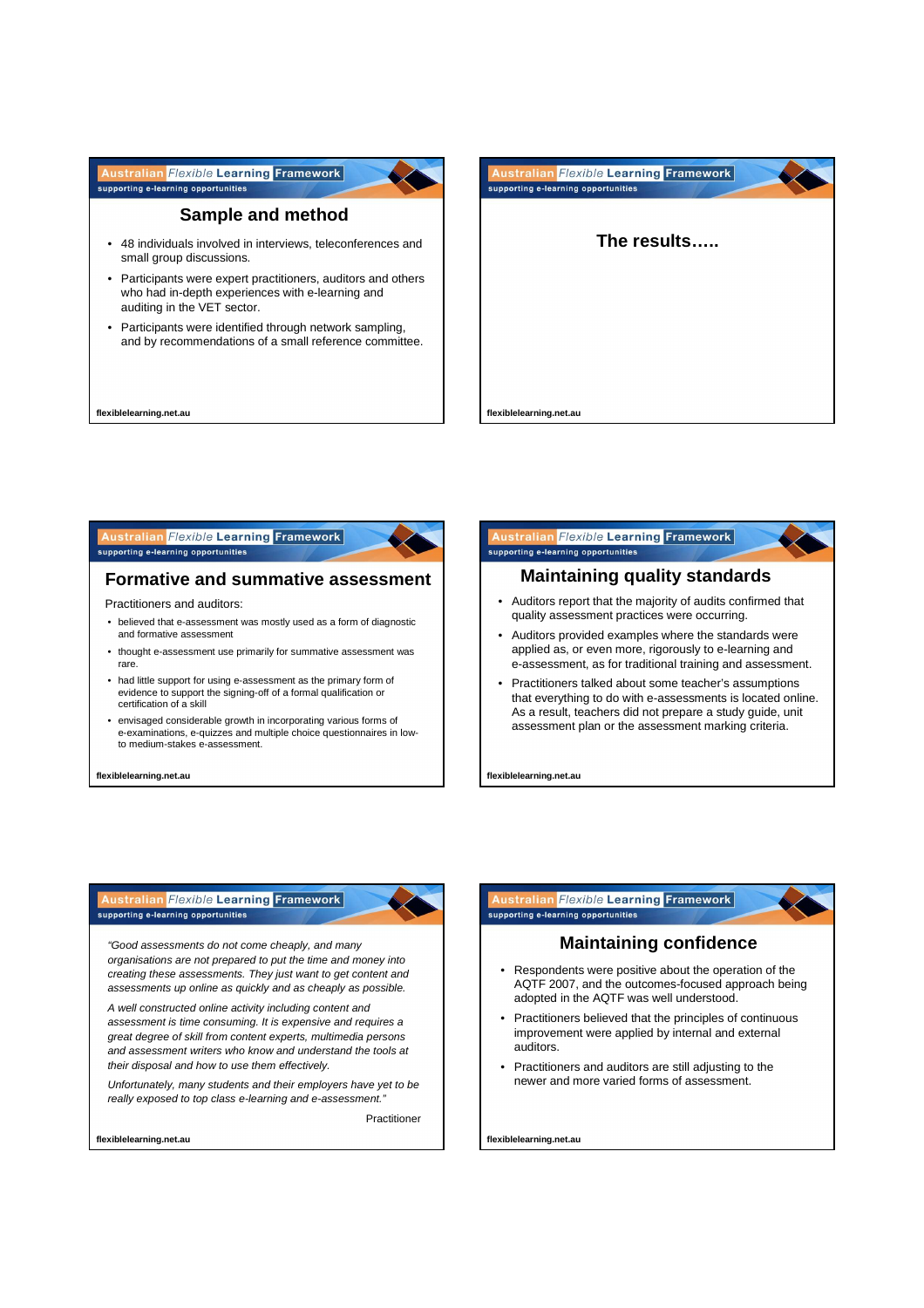## Sample and method

- 48 individuals involved in interviews, teleconferences and small group discussions.
- Participants were expert practitioners, auditors and others who had in-depth experiences with e-learning and auditing in the VET sector.
- Participants were identified through network sampling, and by recommendations of a small reference committee.

## The results…..

## Formative and summative assessment

Practitioners and auditors:

- believed that e-assessment was mostly used as a form of diagnostic and formative assessment
- thought e-assessment use primarily for summative assessment was rare.
- had little support for using e-assessment as the primary form of evidence to support the signing-off of a formal qualification or certification of a skill
- envisaged considerable growth in incorporating various forms of e-examinations, e-quizzes and multiple choice questionnaires in low- to medium-stakes e-assessment.

## Maintaining quality standards

- Auditors report that the majority of audits confirmed that quality assessment practices were occurring.
- Auditors provided examples where the standards were applied as, or even more, rigorously to e-learning and e-assessment, as for traditional training and assessment.
- Practitioners talked about some teacher's assumptions that everything to do with e-assessments is located online. As a result, teachers did not prepare a study guide, unit assessment plan or the assessment marking criteria.

*"Good assessments do not come cheaply, and many organisations are not prepared to put the time and money into creating these assessments. They just want to get content and assessments up online as quickly and as cheaply as possible.*

*A well constructed online activity including content and assessment is time consuming. It is expensive and requires a great degree of skill from content experts, multimedia persons and assessment writers who know and understand the tools at their disposal and how to use them effectively.*

*Unfortunately, many students and their employers have yet to be really exposed to top class e-learning and e-assessment."*

Practitioner

## Maintaining confidence

- Respondents were positive about the operation of the AQTF 2007, and the outcomes-focused approach being adopted in the AQTF was well understood.
- Practitioners believed that the principles of continuous improvement were applied by internal and external auditors.
- Practitioners and auditors are still adjusting to the newer and more varied forms of assessment.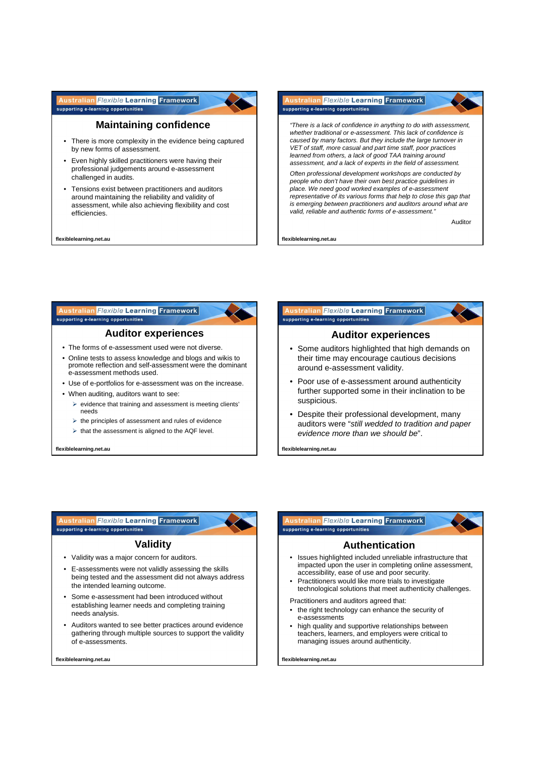## Maintaining confidence

- There is more complexity in the evidence being captured by new forms of assessment.
- Even highly skilled practitioners were having their professional judgements around e-assessment challenged in audits.
- Tensions exist between practitioners and auditors around maintaining the reliability and validity of assessment, while also achieving flexibility and cost efficiencies.

*"There is a lack of confidence in anything to do with assessment, whether traditional or e-assessment. This lack of confidence is caused by many factors. But they include the large turnover in VET of staff, more casual and part time staff, poor practices learned from others, a lack of good TAA training around assessment, and a lack of experts in the field of assessment.*

*Often professional development workshops are conducted by people who don't have their own best practice guidelines in place. We need good worked examples of e-assessment representative of its various forms that help to close this gap that is emerging between practitioners and auditors around what are valid, reliable and authentic forms of e-assessment."*

Auditor

## Auditor experiences

- The forms of e-assessment used were not diverse.
- Online tests to assess knowledge and blogs and wikis to promote reflection and self-assessment were the dominant e-assessment methods used.
- Use of e-portfolios for e-assessment was on the increase.
- When auditing, auditors want to see:
  - evidence that training and assessment is meeting clients' needs
  - the principles of assessment and rules of evidence
  - that the assessment is aligned to the AQF level.

## Auditor experiences

- Some auditors highlighted that high demands on their time may encourage cautious decisions around e-assessment validity.
- Poor use of e-assessment around authenticity further supported some in their inclination to be suspicious.
- Despite their professional development, many auditors were "*still wedded to tradition and paper evidence more than we should be*".

## Validity

- Validity was a major concern for auditors.
- E-assessments were not validly assessing the skills being tested and the assessment did not always address the intended learning outcome.
- Some e-assessment had been introduced without establishing learner needs and completing training needs analysis.
- Auditors wanted to see better practices around evidence gathering through multiple sources to support the validity of e-assessments.

## Authentication

- Issues highlighted included unreliable infrastructure that impacted upon the user in completing online assessment, accessibility, ease of use and poor security.
- Practitioners would like more trials to investigate technological solutions that meet authenticity challenges.

Practitioners and auditors agreed that:

- the right technology can enhance the security of e-assessments
- high quality and supportive relationships between teachers, learners, and employers were critical to managing issues around authenticity.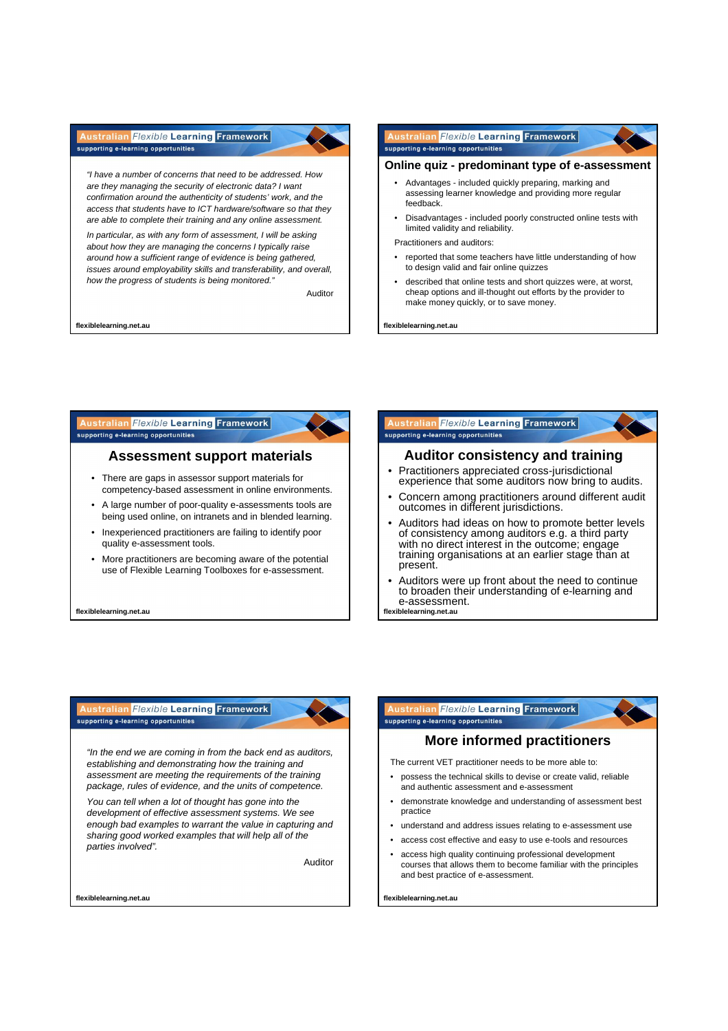*"I have a number of concerns that need to be addressed. How are they managing the security of electronic data? I want confirmation around the authenticity of students' work, and the access that students have to ICT hardware/software so that they are able to complete their training and any online assessment.*

*In particular, as with any form of assessment, I will be asking about how they are managing the concerns I typically raise around how a sufficient range of evidence is being gathered, issues around employability skills and transferability, and overall, how the progress of students is being monitored."*

Auditor

## Online quiz - predominant type of e-assessment

- Advantages - included quickly preparing, marking and assessing learner knowledge and providing more regular feedback.
- Disadvantages - included poorly constructed online tests with limited validity and reliability.

Practitioners and auditors:

- reported that some teachers have little understanding of how to design valid and fair online quizzes
- described that online tests and short quizzes were, at worst, cheap options and ill-thought out efforts by the provider to make money quickly, or to save money.

## Assessment support materials

- There are gaps in assessor support materials for competency-based assessment in online environments.
- A large number of poor-quality e-assessments tools are being used online, on intranets and in blended learning.
- Inexperienced practitioners are failing to identify poor quality e-assessment tools.
- More practitioners are becoming aware of the potential use of Flexible Learning Toolboxes for e-assessment.

## Auditor consistency and training

- Practitioners appreciated cross-jurisdictional experience that some auditors now bring to audits.
- Concern among practitioners around different audit outcomes in different jurisdictions.
- Auditors had ideas on how to promote better levels of consistency among auditors e.g. a third party with no direct interest in the outcome; engage training organisations at an earlier stage than at present.
- Auditors were up front about the need to continue to broaden their understanding of e-learning and e-assessment.

*"In the end we are coming in from the back end as auditors, establishing and demonstrating how the training and assessment are meeting the requirements of the training package, rules of evidence, and the units of competence.*

*You can tell when a lot of thought has gone into the development of effective assessment systems. We see enough bad examples to warrant the value in capturing and sharing good worked examples that will help all of the parties involved".*

Auditor

## More informed practitioners

The current VET practitioner needs to be more able to:

- possess the technical skills to devise or create valid, reliable and authentic assessment and e-assessment
- demonstrate knowledge and understanding of assessment best practice
- understand and address issues relating to e-assessment use
- access cost effective and easy to use e-tools and resources
- access high quality continuing professional development courses that allows them to become familiar with the principles and best practice of e-assessment.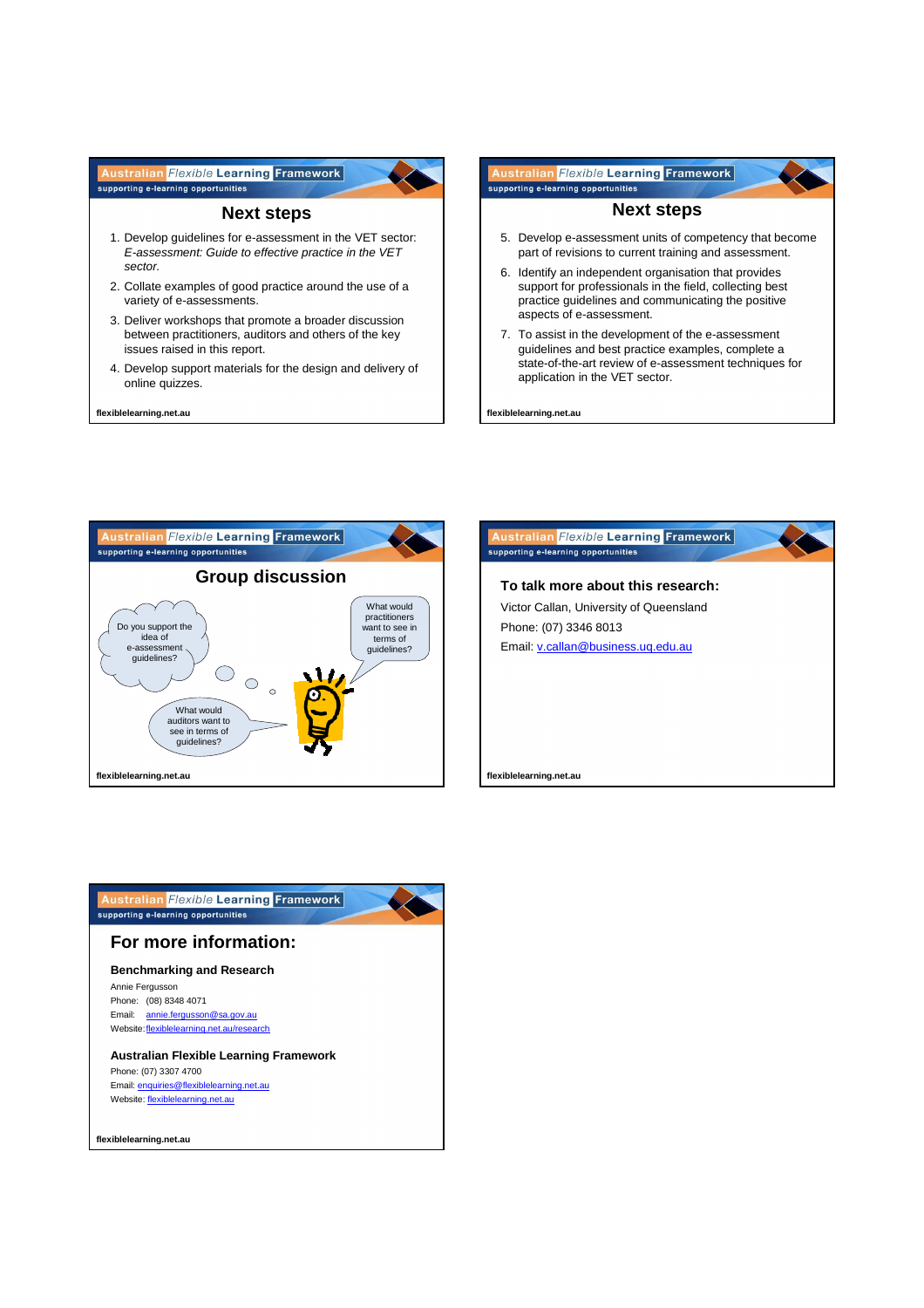Australian Flexible Learning Framework
supporting e-learning opportunities

## Next steps

1. Develop guidelines for e-assessment in the VET sector: *E-assessment: Guide to effective practice in the VET sector.*
2. Collate examples of good practice around the use of a variety of e-assessments.
3. Deliver workshops that promote a broader discussion between practitioners, auditors and others of the key issues raised in this report.
4. Develop support materials for the design and delivery of online quizzes.

flexiblelearning.net.au

Australian Flexible Learning Framework
supporting e-learning opportunities

## Next steps

5. Develop e-assessment units of competency that become part of revisions to current training and assessment.
6. Identify an independent organisation that provides support for professionals in the field, collecting best practice guidelines and communicating the positive aspects of e-assessment.
7. To assist in the development of the e-assessment guidelines and best practice examples, complete a state-of-the-art review of e-assessment techniques for application in the VET sector.

flexiblelearning.net.au

Australian Flexible Learning Framework
supporting e-learning opportunities

## Group discussion

Do you support the idea of e-assessment guidelines?

What would practitioners want to see in terms of guidelines?

What would auditors want to see in terms of guidelines?

flexiblelearning.net.au

Australian Flexible Learning Framework
supporting e-learning opportunities

**To talk more about this research:**

Victor Callan, University of Queensland
Phone: (07) 3346 8013
Email: v.callan@business.uq.edu.au

flexiblelearning.net.au

Australian Flexible Learning Framework
supporting e-learning opportunities

## For more information:

**Benchmarking and Research**

Annie Fergusson
Phone: (08) 8348 4071
Email: annie.fergusson@sa.gov.au
Website: flexiblelearning.net.au/research

**Australian Flexible Learning Framework**

Phone: (07) 3307 4700
Email: enquiries@flexiblelearning.net.au
Website: flexiblelearning.net.au

flexiblelearning.net.au